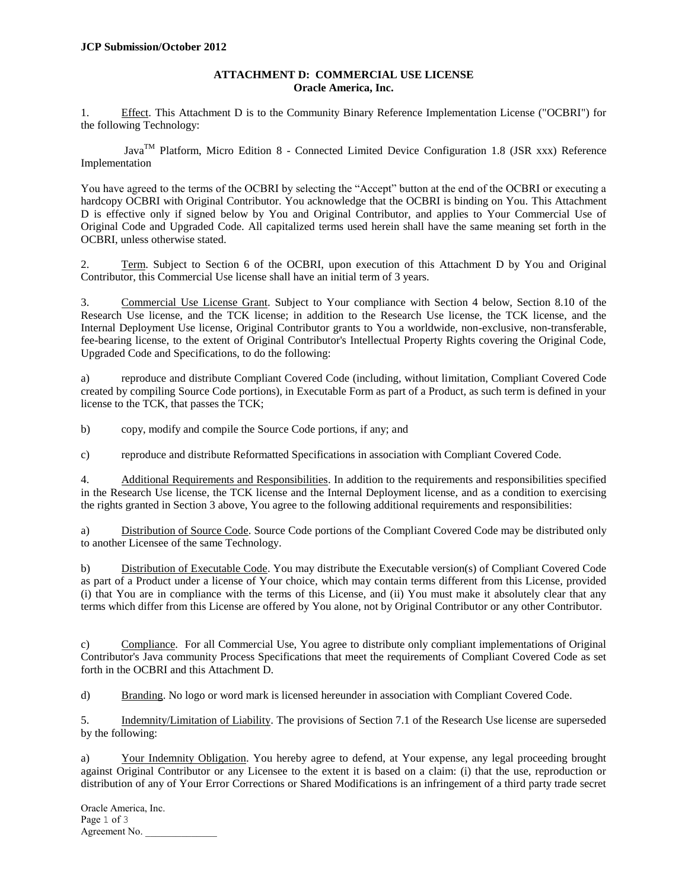**JCP Submission/October 2012**

## ATTACHMENT D: COMMERCIAL USE LICENSE
### Oracle America, Inc.

1. Effect. This Attachment D is to the Community Binary Reference Implementation License ("OCBRI") for the following Technology:

Java[TM] Platform, Micro Edition 8 - Connected Limited Device Configuration 1.8 (JSR xxx) Reference Implementation

You have agreed to the terms of the OCBRI by selecting the "Accept" button at the end of the OCBRI or executing a hardcopy OCBRI with Original Contributor. You acknowledge that the OCBRI is binding on You. This Attachment D is effective only if signed below by You and Original Contributor, and applies to Your Commercial Use of Original Code and Upgraded Code. All capitalized terms used herein shall have the same meaning set forth in the OCBRI, unless otherwise stated.

2. Term. Subject to Section 6 of the OCBRI, upon execution of this Attachment D by You and Original Contributor, this Commercial Use license shall have an initial term of 3 years.

3. Commercial Use License Grant. Subject to Your compliance with Section 4 below, Section 8.10 of the Research Use license, and the TCK license; in addition to the Research Use license, the TCK license, and the Internal Deployment Use license, Original Contributor grants to You a worldwide, non-exclusive, non-transferable, fee-bearing license, to the extent of Original Contributor's Intellectual Property Rights covering the Original Code, Upgraded Code and Specifications, to do the following:

a) reproduce and distribute Compliant Covered Code (including, without limitation, Compliant Covered Code created by compiling Source Code portions), in Executable Form as part of a Product, as such term is defined in your license to the TCK, that passes the TCK;

b) copy, modify and compile the Source Code portions, if any; and

c) reproduce and distribute Reformatted Specifications in association with Compliant Covered Code.

4. Additional Requirements and Responsibilities. In addition to the requirements and responsibilities specified in the Research Use license, the TCK license and the Internal Deployment license, and as a condition to exercising the rights granted in Section 3 above, You agree to the following additional requirements and responsibilities:

a) Distribution of Source Code. Source Code portions of the Compliant Covered Code may be distributed only to another Licensee of the same Technology.

b) Distribution of Executable Code. You may distribute the Executable version(s) of Compliant Covered Code as part of a Product under a license of Your choice, which may contain terms different from this License, provided (i) that You are in compliance with the terms of this License, and (ii) You must make it absolutely clear that any terms which differ from this License are offered by You alone, not by Original Contributor or any other Contributor.

c) Compliance. For all Commercial Use, You agree to distribute only compliant implementations of Original Contributor's Java community Process Specifications that meet the requirements of Compliant Covered Code as set forth in the OCBRI and this Attachment D.

d) Branding. No logo or word mark is licensed hereunder in association with Compliant Covered Code.

5. Indemnity/Limitation of Liability. The provisions of Section 7.1 of the Research Use license are superseded by the following:

a) Your Indemnity Obligation. You hereby agree to defend, at Your expense, any legal proceeding brought against Original Contributor or any Licensee to the extent it is based on a claim: (i) that the use, reproduction or distribution of any of Your Error Corrections or Shared Modifications is an infringement of a third party trade secret

Oracle America, Inc.
Agreement No. ______________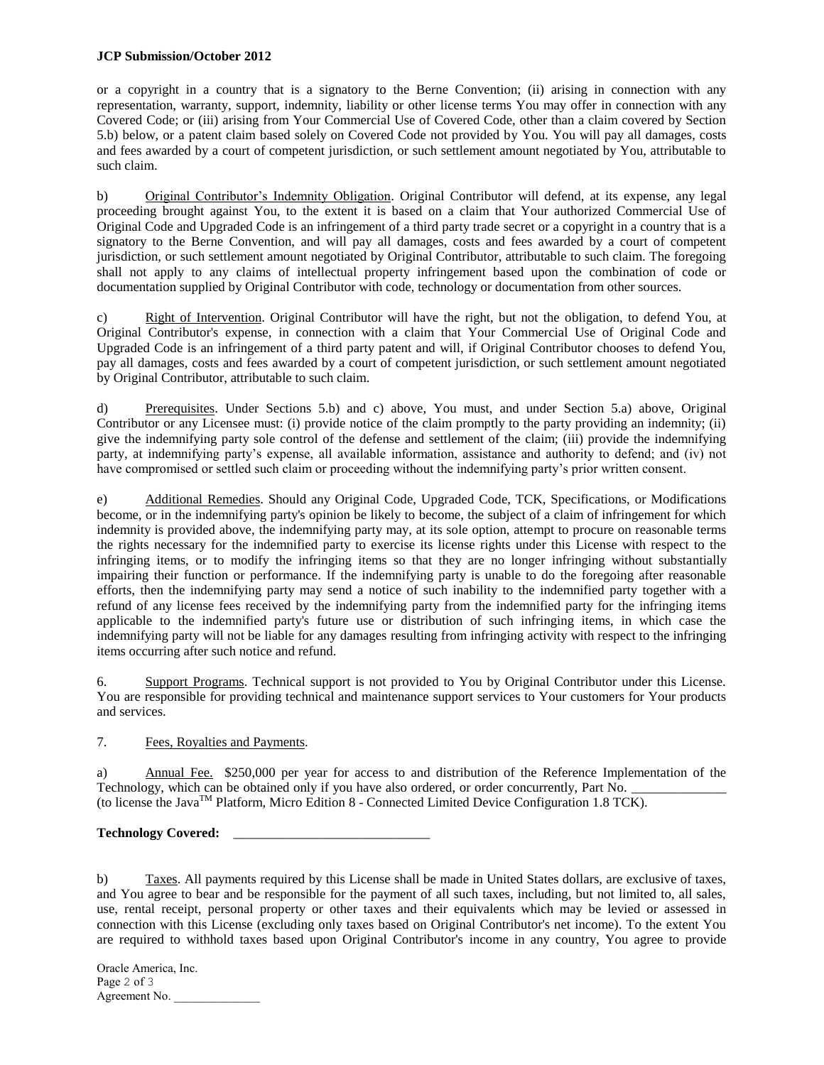or a copyright in a country that is a signatory to the Berne Convention; (ii) arising in connection with any representation, warranty, support, indemnity, liability or other license terms You may offer in connection with any Covered Code; or (iii) arising from Your Commercial Use of Covered Code, other than a claim covered by Section 5.b) below, or a patent claim based solely on Covered Code not provided by You. You will pay all damages, costs and fees awarded by a court of competent jurisdiction, or such settlement amount negotiated by You, attributable to such claim.

b) Original Contributor's Indemnity Obligation. Original Contributor will defend, at its expense, any legal proceeding brought against You, to the extent it is based on a claim that Your authorized Commercial Use of Original Code and Upgraded Code is an infringement of a third party trade secret or a copyright in a country that is a signatory to the Berne Convention, and will pay all damages, costs and fees awarded by a court of competent jurisdiction, or such settlement amount negotiated by Original Contributor, attributable to such claim. The foregoing shall not apply to any claims of intellectual property infringement based upon the combination of code or documentation supplied by Original Contributor with code, technology or documentation from other sources.

c) Right of Intervention. Original Contributor will have the right, but not the obligation, to defend You, at Original Contributor's expense, in connection with a claim that Your Commercial Use of Original Code and Upgraded Code is an infringement of a third party patent and will, if Original Contributor chooses to defend You, pay all damages, costs and fees awarded by a court of competent jurisdiction, or such settlement amount negotiated by Original Contributor, attributable to such claim.

d) Prerequisites. Under Sections 5.b) and c) above, You must, and under Section 5.a) above, Original Contributor or any Licensee must: (i) provide notice of the claim promptly to the party providing an indemnity; (ii) give the indemnifying party sole control of the defense and settlement of the claim; (iii) provide the indemnifying party, at indemnifying party's expense, all available information, assistance and authority to defend; and (iv) not have compromised or settled such claim or proceeding without the indemnifying party's prior written consent.

e) Additional Remedies. Should any Original Code, Upgraded Code, TCK, Specifications, or Modifications become, or in the indemnifying party's opinion be likely to become, the subject of a claim of infringement for which indemnity is provided above, the indemnifying party may, at its sole option, attempt to procure on reasonable terms the rights necessary for the indemnified party to exercise its license rights under this License with respect to the infringing items, or to modify the infringing items so that they are no longer infringing without substantially impairing their function or performance. If the indemnifying party is unable to do the foregoing after reasonable efforts, then the indemnifying party may send a notice of such inability to the indemnified party together with a refund of any license fees received by the indemnifying party from the indemnified party for the infringing items applicable to the indemnified party's future use or distribution of such infringing items, in which case the indemnifying party will not be liable for any damages resulting from infringing activity with respect to the infringing items occurring after such notice and refund.

6. Support Programs. Technical support is not provided to You by Original Contributor under this License. You are responsible for providing technical and maintenance support services to Your customers for Your products and services.

7. Fees, Royalties and Payments.

a) Annual Fee. $250,000 per year for access to and distribution of the Reference Implementation of the Technology, which can be obtained only if you have also ordered, or order concurrently, Part No. ______________ (to license the Java™ Platform, Micro Edition 8 - Connected Limited Device Configuration 1.8 TCK).

**Technology Covered:** ______________________________

b) Taxes. All payments required by this License shall be made in United States dollars, are exclusive of taxes, and You agree to bear and be responsible for the payment of all such taxes, including, but not limited to, all sales, use, rental receipt, personal property or other taxes and their equivalents which may be levied or assessed in connection with this License (excluding only taxes based on Original Contributor's net income). To the extent You are required to withhold taxes based upon Original Contributor's income in any country, You agree to provide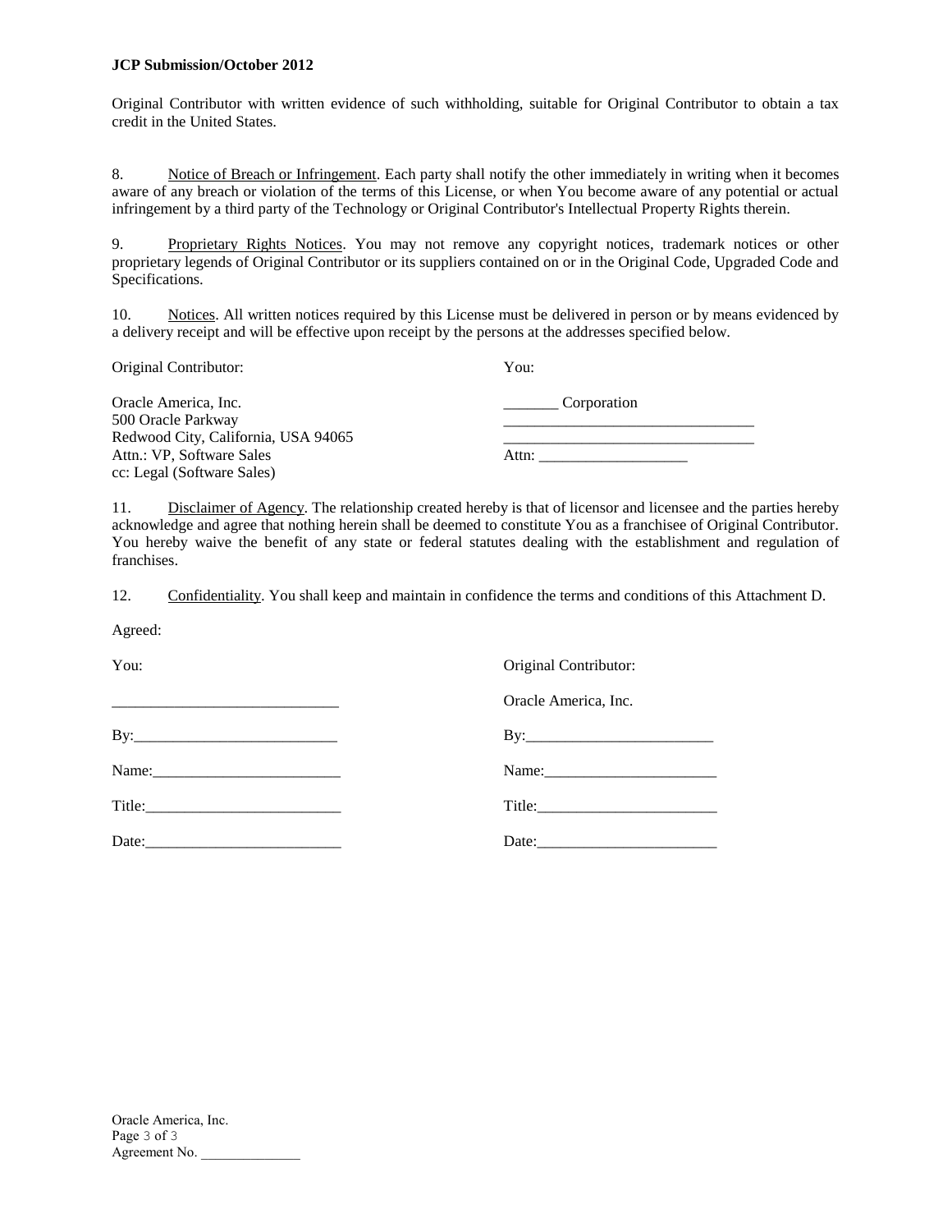Original Contributor with written evidence of such withholding, suitable for Original Contributor to obtain a tax credit in the United States.

8. Notice of Breach or Infringement. Each party shall notify the other immediately in writing when it becomes aware of any breach or violation of the terms of this License, or when You become aware of any potential or actual infringement by a third party of the Technology or Original Contributor's Intellectual Property Rights therein.

9. Proprietary Rights Notices. You may not remove any copyright notices, trademark notices or other proprietary legends of Original Contributor or its suppliers contained on or in the Original Code, Upgraded Code and Specifications.

10. Notices. All written notices required by this License must be delivered in person or by means evidenced by a delivery receipt and will be effective upon receipt by the persons at the addresses specified below.

Original Contributor:

Oracle America, Inc.
500 Oracle Parkway
Redwood City, California, USA 94065
Attn.: VP, Software Sales
cc: Legal (Software Sales)

You:

_______ Corporation
________________________________
________________________________
Attn: ____________________

11. Disclaimer of Agency. The relationship created hereby is that of licensor and licensee and the parties hereby acknowledge and agree that nothing herein shall be deemed to constitute You as a franchisee of Original Contributor. You hereby waive the benefit of any state or federal statutes dealing with the establishment and regulation of franchises.

12. Confidentiality. You shall keep and maintain in confidence the terms and conditions of this Attachment D.

Agreed:

You:

_____________________________

By:__________________________

Name:________________________

Title:_________________________

Date:_________________________

Original Contributor:

Oracle America, Inc.

By:________________________

Name:______________________

Title:_______________________

Date:_______________________

Agreement No. ______________